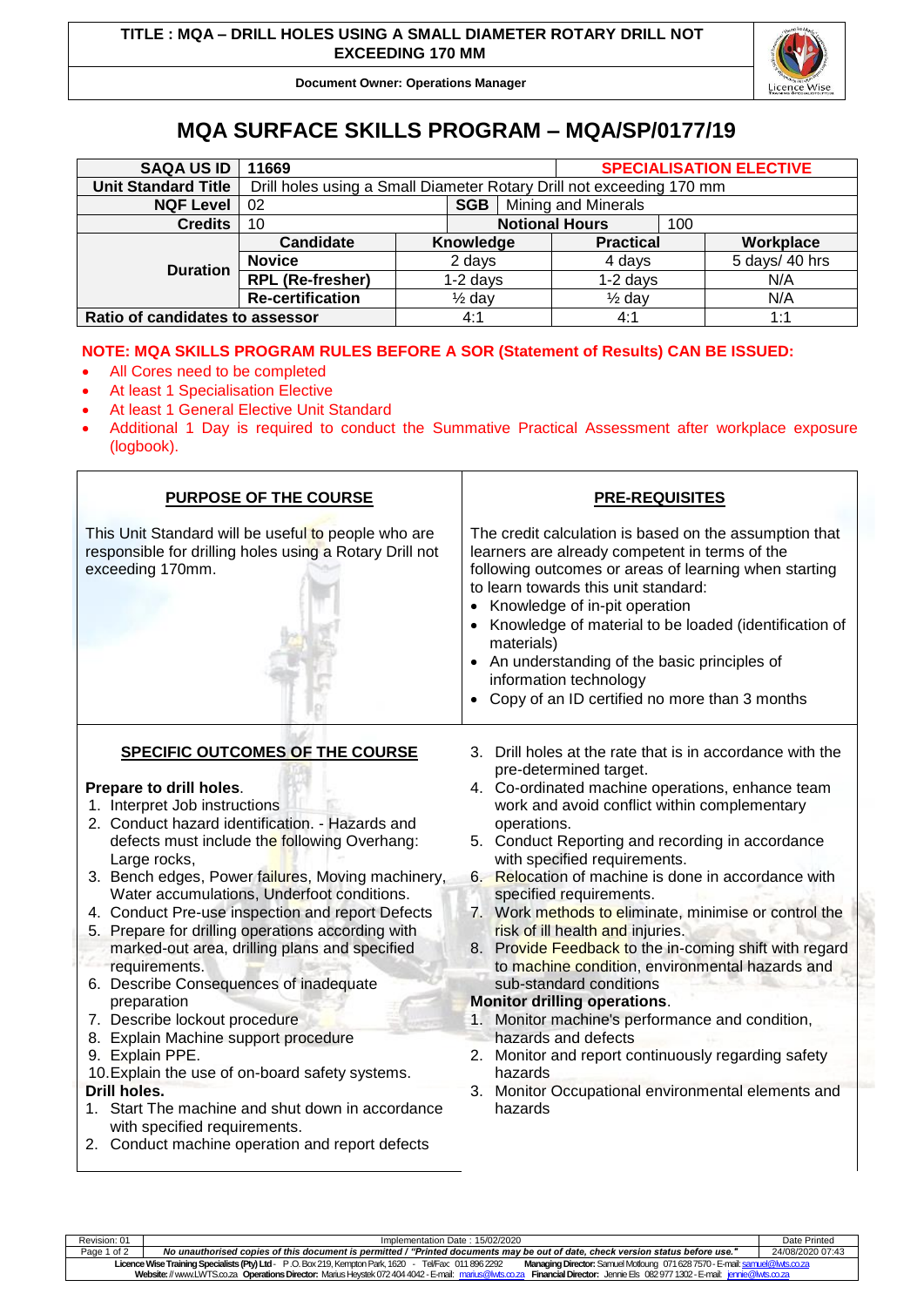TITLE : MQA – DRILL HOLES USING A SMALL DIAMETER ROTARY DRILL NOT EXCEEDING 170 MM

Document Owner: Operations Manager

# MQA SURFACE SKILLS PROGRAM – MQA/SP/0177/19

| **SAQA US ID** | **11669** | | **SPECIALISATION ELECTIVE** | |
|---|---|---|---|---|
| **Unit Standard Title** | Drill holes using a Small Diameter Rotary Drill not exceeding 170 mm | | | |
| **NQF Level** | 02 | **SGB** Mining and Minerals | | |
| **Credits** | 10 | **Notional Hours** | 100 | |
| **Duration** | **Candidate** | **Knowledge** | **Practical** | **Workplace** |
| | **Novice** | 2 days | 4 days | 5 days/ 40 hrs |
| | **RPL (Re-fresher)** | 1-2 days | 1-2 days | N/A |
| | **Re-certification** | ½ day | ½ day | N/A |
| **Ratio of candidates to assessor** | | 4:1 | 4:1 | 1:1 |

**NOTE: MQA SKILLS PROGRAM RULES BEFORE A SOR (Statement of Results) CAN BE ISSUED:**

- All Cores need to be completed
- At least 1 Specialisation Elective
- At least 1 General Elective Unit Standard
- Additional 1 Day is required to conduct the Summative Practical Assessment after workplace exposure (logbook).

## PURPOSE OF THE COURSE

This Unit Standard will be useful to people who are responsible for drilling holes using a Rotary Drill not exceeding 170mm.

## PRE-REQUISITES

The credit calculation is based on the assumption that learners are already competent in terms of the following outcomes or areas of learning when starting to learn towards this unit standard:

- Knowledge of in-pit operation
- Knowledge of material to be loaded (identification of materials)
- An understanding of the basic principles of information technology
- Copy of an ID certified no more than 3 months

## SPECIFIC OUTCOMES OF THE COURSE

**Prepare to drill holes**.

1. Interpret Job instructions
2. Conduct hazard identification. - Hazards and defects must include the following Overhang: Large rocks,
3. Bench edges, Power failures, Moving machinery, Water accumulations, Underfoot conditions.
4. Conduct Pre-use inspection and report Defects
5. Prepare for drilling operations according with marked-out area, drilling plans and specified requirements.
6. Describe Consequences of inadequate preparation
7. Describe lockout procedure
8. Explain Machine support procedure
9. Explain PPE.
10. Explain the use of on-board safety systems.

**Drill holes.**

1. Start The machine and shut down in accordance with specified requirements.
2. Conduct machine operation and report defects
3. Drill holes at the rate that is in accordance with the pre-determined target.
4. Co-ordinated machine operations, enhance team work and avoid conflict within complementary operations.
5. Conduct Reporting and recording in accordance with specified requirements.
6. Relocation of machine is done in accordance with specified requirements.
7. Work methods to eliminate, minimise or control the risk of ill health and injuries.
8. Provide Feedback to the in-coming shift with regard to machine condition, environmental hazards and sub-standard conditions

**Monitor drilling operations**.

1. Monitor machine's performance and condition, hazards and defects
2. Monitor and report continuously regarding safety hazards
3. Monitor Occupational environmental elements and hazards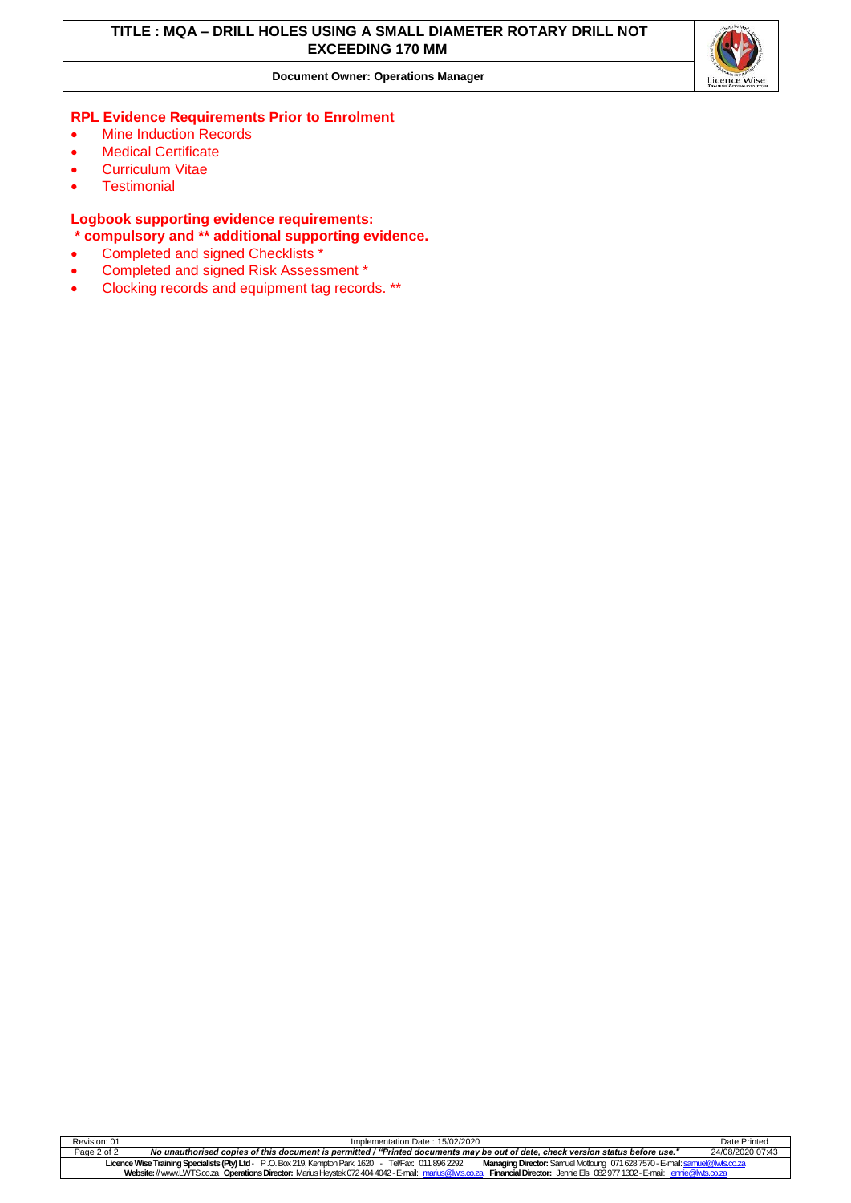### RPL Evidence Requirements Prior to Enrolment

- Mine Induction Records
- Medical Certificate
- Curriculum Vitae
- Testimonial

### Logbook supporting evidence requirements:
### * compulsory and ** additional supporting evidence.

- Completed and signed Checklists *
- Completed and signed Risk Assessment *
- Clocking records and equipment tag records. **